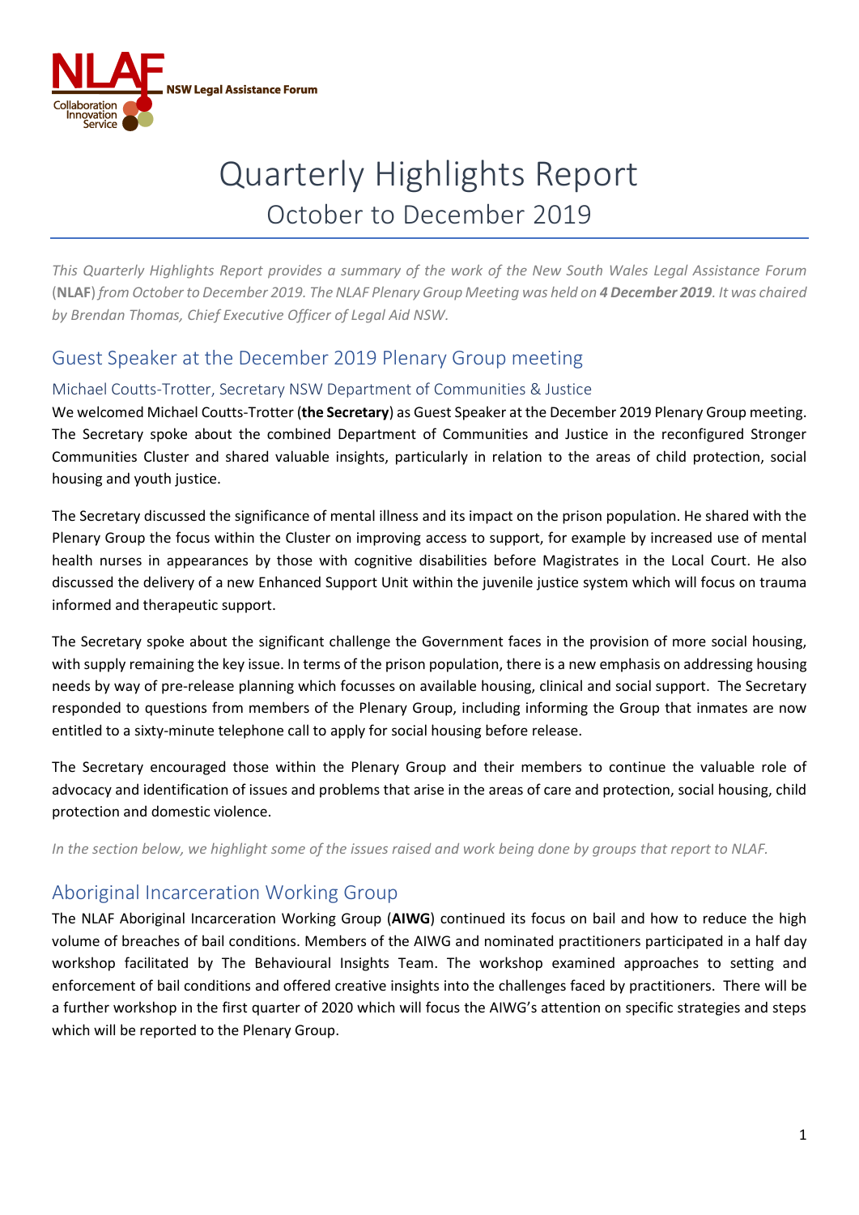NLAF NSW Legal Assistance Forum

Collaboration Innovation Service

# Quarterly Highlights Report

## October to December 2019

*This Quarterly Highlights Report provides a summary of the work of the New South Wales Legal Assistance Forum (**NLAF**) from October to December 2019. The NLAF Plenary Group Meeting was held on **4 December 2019**. It was chaired by Brendan Thomas, Chief Executive Officer of Legal Aid NSW.*

## Guest Speaker at the December 2019 Plenary Group meeting

### Michael Coutts-Trotter, Secretary NSW Department of Communities & Justice

We welcomed Michael Coutts-Trotter (**the Secretary**) as Guest Speaker at the December 2019 Plenary Group meeting. The Secretary spoke about the combined Department of Communities and Justice in the reconfigured Stronger Communities Cluster and shared valuable insights, particularly in relation to the areas of child protection, social housing and youth justice.

The Secretary discussed the significance of mental illness and its impact on the prison population. He shared with the Plenary Group the focus within the Cluster on improving access to support, for example by increased use of mental health nurses in appearances by those with cognitive disabilities before Magistrates in the Local Court. He also discussed the delivery of a new Enhanced Support Unit within the juvenile justice system which will focus on trauma informed and therapeutic support.

The Secretary spoke about the significant challenge the Government faces in the provision of more social housing, with supply remaining the key issue. In terms of the prison population, there is a new emphasis on addressing housing needs by way of pre-release planning which focusses on available housing, clinical and social support. The Secretary responded to questions from members of the Plenary Group, including informing the Group that inmates are now entitled to a sixty-minute telephone call to apply for social housing before release.

The Secretary encouraged those within the Plenary Group and their members to continue the valuable role of advocacy and identification of issues and problems that arise in the areas of care and protection, social housing, child protection and domestic violence.

*In the section below, we highlight some of the issues raised and work being done by groups that report to NLAF.*

## Aboriginal Incarceration Working Group

The NLAF Aboriginal Incarceration Working Group (**AIWG**) continued its focus on bail and how to reduce the high volume of breaches of bail conditions. Members of the AIWG and nominated practitioners participated in a half day workshop facilitated by The Behavioural Insights Team. The workshop examined approaches to setting and enforcement of bail conditions and offered creative insights into the challenges faced by practitioners. There will be a further workshop in the first quarter of 2020 which will focus the AIWG's attention on specific strategies and steps which will be reported to the Plenary Group.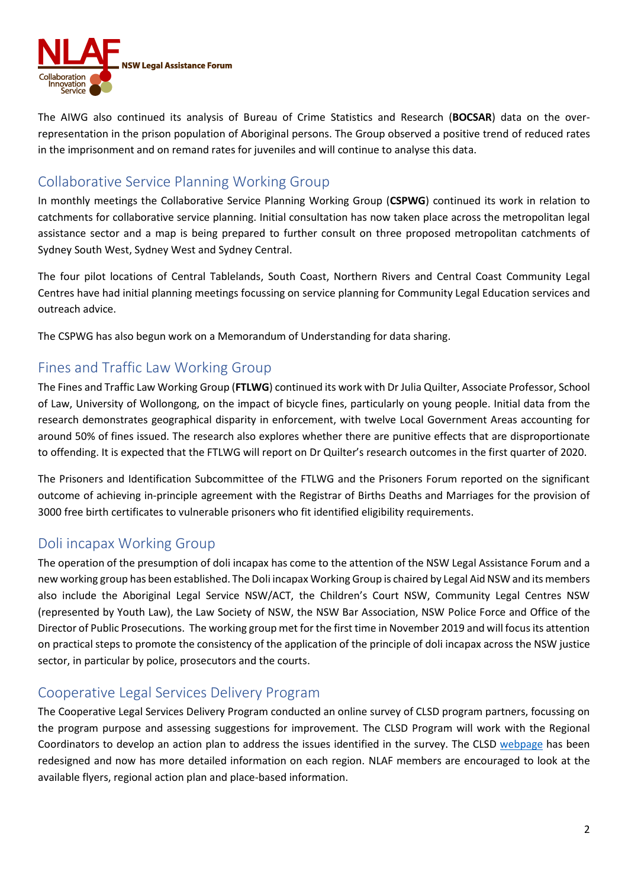The AIWG also continued its analysis of Bureau of Crime Statistics and Research (**BOCSAR**) data on the over-representation in the prison population of Aboriginal persons. The Group observed a positive trend of reduced rates in the imprisonment and on remand rates for juveniles and will continue to analyse this data.

## Collaborative Service Planning Working Group

In monthly meetings the Collaborative Service Planning Working Group (**CSPWG**) continued its work in relation to catchments for collaborative service planning. Initial consultation has now taken place across the metropolitan legal assistance sector and a map is being prepared to further consult on three proposed metropolitan catchments of Sydney South West, Sydney West and Sydney Central.

The four pilot locations of Central Tablelands, South Coast, Northern Rivers and Central Coast Community Legal Centres have had initial planning meetings focussing on service planning for Community Legal Education services and outreach advice.

The CSPWG has also begun work on a Memorandum of Understanding for data sharing.

## Fines and Traffic Law Working Group

The Fines and Traffic Law Working Group (**FTLWG**) continued its work with Dr Julia Quilter, Associate Professor, School of Law, University of Wollongong, on the impact of bicycle fines, particularly on young people. Initial data from the research demonstrates geographical disparity in enforcement, with twelve Local Government Areas accounting for around 50% of fines issued. The research also explores whether there are punitive effects that are disproportionate to offending. It is expected that the FTLWG will report on Dr Quilter's research outcomes in the first quarter of 2020.

The Prisoners and Identification Subcommittee of the FTLWG and the Prisoners Forum reported on the significant outcome of achieving in-principle agreement with the Registrar of Births Deaths and Marriages for the provision of 3000 free birth certificates to vulnerable prisoners who fit identified eligibility requirements.

## Doli incapax Working Group

The operation of the presumption of doli incapax has come to the attention of the NSW Legal Assistance Forum and a new working group has been established. The Doli incapax Working Group is chaired by Legal Aid NSW and its members also include the Aboriginal Legal Service NSW/ACT, the Children's Court NSW, Community Legal Centres NSW (represented by Youth Law), the Law Society of NSW, the NSW Bar Association, NSW Police Force and Office of the Director of Public Prosecutions. The working group met for the first time in November 2019 and will focus its attention on practical steps to promote the consistency of the application of the principle of doli incapax across the NSW justice sector, in particular by police, prosecutors and the courts.

## Cooperative Legal Services Delivery Program

The Cooperative Legal Services Delivery Program conducted an online survey of CLSD program partners, focussing on the program purpose and assessing suggestions for improvement. The CLSD Program will work with the Regional Coordinators to develop an action plan to address the issues identified in the survey. The CLSD webpage has been redesigned and now has more detailed information on each region. NLAF members are encouraged to look at the available flyers, regional action plan and place-based information.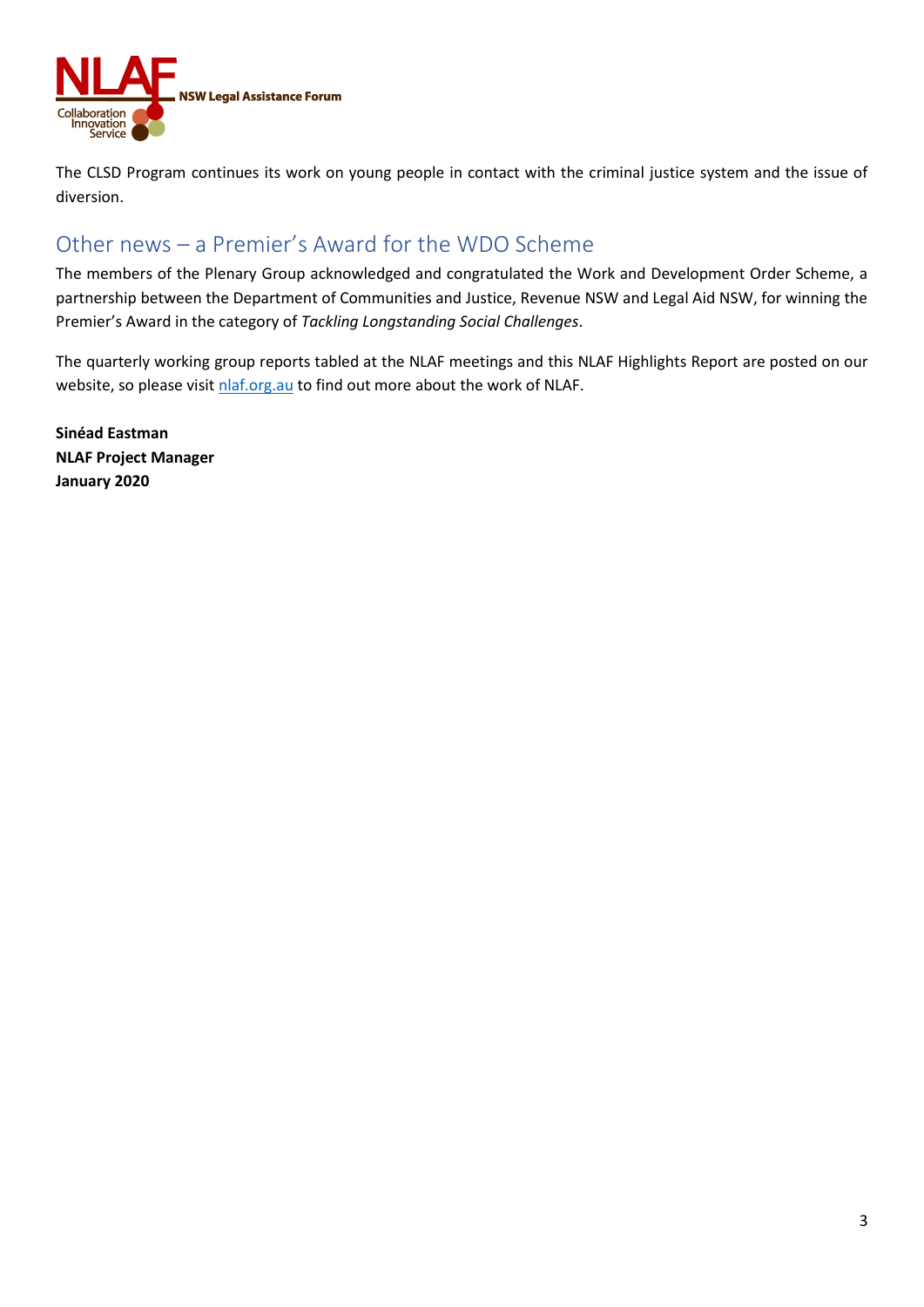The CLSD Program continues its work on young people in contact with the criminal justice system and the issue of diversion.

## Other news – a Premier's Award for the WDO Scheme

The members of the Plenary Group acknowledged and congratulated the Work and Development Order Scheme, a partnership between the Department of Communities and Justice, Revenue NSW and Legal Aid NSW, for winning the Premier's Award in the category of *Tackling Longstanding Social Challenges*.

The quarterly working group reports tabled at the NLAF meetings and this NLAF Highlights Report are posted on our website, so please visit [nlaf.org.au](nlaf.org.au) to find out more about the work of NLAF.

**Sinéad Eastman**
**NLAF Project Manager**
**January 2020**